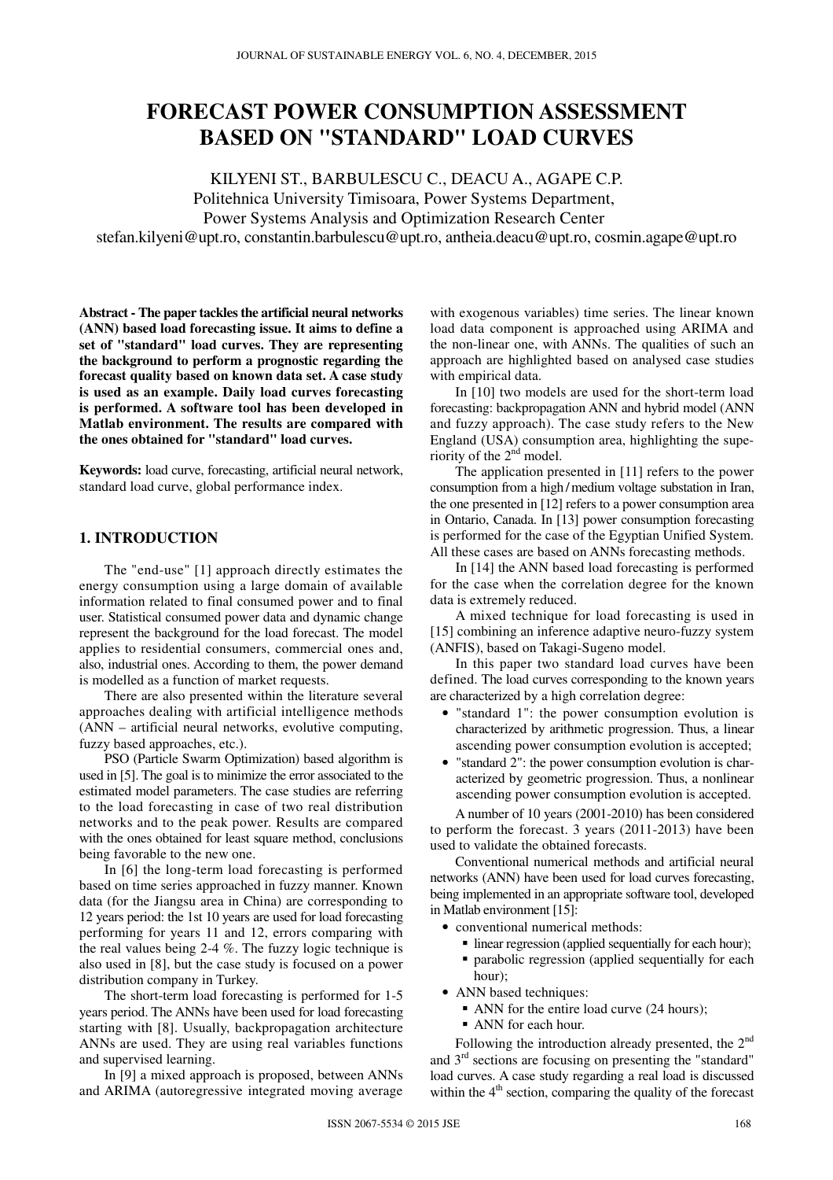# FORECAST POWER CONSUMPTION ASSESSMENT BASED ON "STANDARD" LOAD CURVES

KILYENI ST., BARBULESCU C., DEACU A., AGAPE C.P.
Politehnica University Timisoara, Power Systems Department,
Power Systems Analysis and Optimization Research Center
stefan.kilyeni@upt.ro, constantin.barbulescu@upt.ro, antheia.deacu@upt.ro, cosmin.agape@upt.ro

**Abstract - The paper tackles the artificial neural networks (ANN) based load forecasting issue. It aims to define a set of "standard" load curves. They are representing the background to perform a prognostic regarding the forecast quality based on known data set. A case study is used as an example. Daily load curves forecasting is performed. A software tool has been developed in Matlab environment. The results are compared with the ones obtained for "standard" load curves.**

**Keywords:** load curve, forecasting, artificial neural network, standard load curve, global performance index.

## 1. INTRODUCTION

The "end-use" [1] approach directly estimates the energy consumption using a large domain of available information related to final consumed power and to final user. Statistical consumed power data and dynamic change represent the background for the load forecast. The model applies to residential consumers, commercial ones and, also, industrial ones. According to them, the power demand is modelled as a function of market requests.

There are also presented within the literature several approaches dealing with artificial intelligence methods (ANN – artificial neural networks, evolutive computing, fuzzy based approaches, etc.).

PSO (Particle Swarm Optimization) based algorithm is used in [5]. The goal is to minimize the error associated to the estimated model parameters. The case studies are referring to the load forecasting in case of two real distribution networks and to the peak power. Results are compared with the ones obtained for least square method, conclusions being favorable to the new one.

In [6] the long-term load forecasting is performed based on time series approached in fuzzy manner. Known data (for the Jiangsu area in China) are corresponding to 12 years period: the 1st 10 years are used for load forecasting performing for years 11 and 12, errors comparing with the real values being 2-4 %. The fuzzy logic technique is also used in [8], but the case study is focused on a power distribution company in Turkey.

The short-term load forecasting is performed for 1-5 years period. The ANNs have been used for load forecasting starting with [8]. Usually, backpropagation architecture ANNs are used. They are using real variables functions and supervised learning.

In [9] a mixed approach is proposed, between ANNs and ARIMA (autoregressive integrated moving average with exogenous variables) time series. The linear known load data component is approached using ARIMA and the non-linear one, with ANNs. The qualities of such an approach are highlighted based on analysed case studies with empirical data.

In [10] two models are used for the short-term load forecasting: backpropagation ANN and hybrid model (ANN and fuzzy approach). The case study refers to the New England (USA) consumption area, highlighting the superiority of the 2nd model.

The application presented in [11] refers to the power consumption from a high / medium voltage substation in Iran, the one presented in [12] refers to a power consumption area in Ontario, Canada. In [13] power consumption forecasting is performed for the case of the Egyptian Unified System. All these cases are based on ANNs forecasting methods.

In [14] the ANN based load forecasting is performed for the case when the correlation degree for the known data is extremely reduced.

A mixed technique for load forecasting is used in [15] combining an inference adaptive neuro-fuzzy system (ANFIS), based on Takagi-Sugeno model.

In this paper two standard load curves have been defined. The load curves corresponding to the known years are characterized by a high correlation degree:

- "standard 1": the power consumption evolution is characterized by arithmetic progression. Thus, a linear ascending power consumption evolution is accepted;
- "standard 2": the power consumption evolution is characterized by geometric progression. Thus, a nonlinear ascending power consumption evolution is accepted.

A number of 10 years (2001-2010) has been considered to perform the forecast. 3 years (2011-2013) have been used to validate the obtained forecasts.

Conventional numerical methods and artificial neural networks (ANN) have been used for load curves forecasting, being implemented in an appropriate software tool, developed in Matlab environment [15]:

- conventional numerical methods:
  - linear regression (applied sequentially for each hour);
  - parabolic regression (applied sequentially for each hour);
- ANN based techniques:
  - ANN for the entire load curve (24 hours);
  - ANN for each hour.

Following the introduction already presented, the 2nd and 3rd sections are focusing on presenting the "standard" load curves. A case study regarding a real load is discussed within the 4th section, comparing the quality of the forecast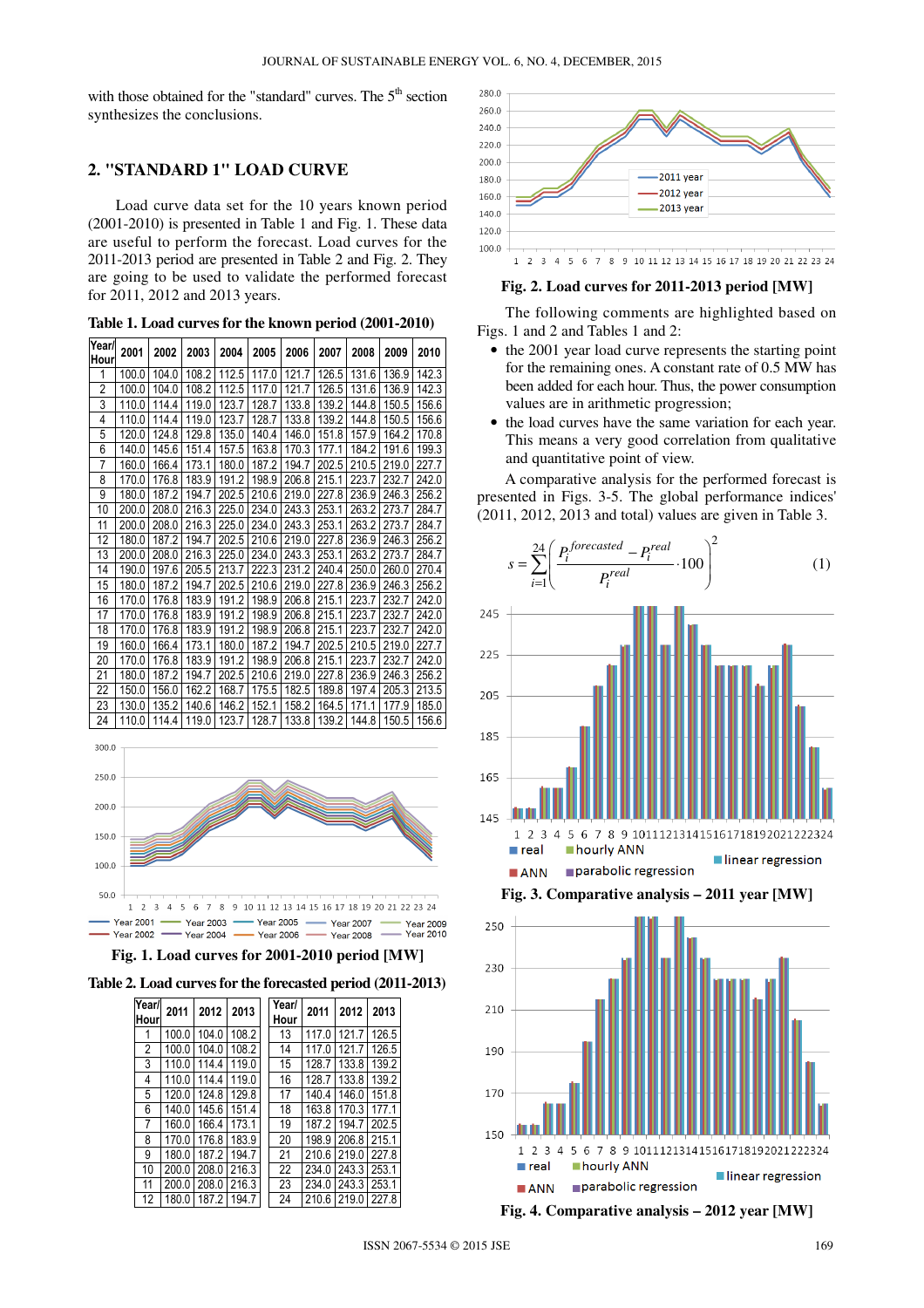with those obtained for the "standard" curves. The 5th section synthesizes the conclusions.

## 2. "STANDARD 1" LOAD CURVE

Load curve data set for the 10 years known period (2001-2010) is presented in Table 1 and Fig. 1. These data are useful to perform the forecast. Load curves for the 2011-2013 period are presented in Table 2 and Fig. 2. They are going to be used to validate the performed forecast for 2011, 2012 and 2013 years.

**Table 1. Load curves for the known period (2001-2010)**

| Year/Hour | 2001 | 2002 | 2003 | 2004 | 2005 | 2006 | 2007 | 2008 | 2009 | 2010 |
|---|---|---|---|---|---|---|---|---|---|---|
| 1 | 100.0 | 104.0 | 108.2 | 112.5 | 117.0 | 121.7 | 126.5 | 131.6 | 136.9 | 142.3 |
| 2 | 100.0 | 104.0 | 108.2 | 112.5 | 117.0 | 121.7 | 126.5 | 131.6 | 136.9 | 142.3 |
| 3 | 110.0 | 114.4 | 119.0 | 123.7 | 128.7 | 133.8 | 139.2 | 144.8 | 150.5 | 156.6 |
| 4 | 110.0 | 114.4 | 119.0 | 123.7 | 128.7 | 133.8 | 139.2 | 144.8 | 150.5 | 156.6 |
| 5 | 120.0 | 124.8 | 129.8 | 135.0 | 140.4 | 146.0 | 151.8 | 157.9 | 164.2 | 170.8 |
| 6 | 140.0 | 145.6 | 151.4 | 157.5 | 163.8 | 170.3 | 177.1 | 184.2 | 191.6 | 199.3 |
| 7 | 160.0 | 166.4 | 173.1 | 180.0 | 187.2 | 194.7 | 202.5 | 210.5 | 219.0 | 227.7 |
| 8 | 170.0 | 176.8 | 183.9 | 191.2 | 198.9 | 206.8 | 215.1 | 223.7 | 232.7 | 242.0 |
| 9 | 180.0 | 187.2 | 194.7 | 202.5 | 210.6 | 219.0 | 227.8 | 236.9 | 246.3 | 256.2 |
| 10 | 200.0 | 208.0 | 216.3 | 225.0 | 234.0 | 243.3 | 253.1 | 263.2 | 273.7 | 284.7 |
| 11 | 200.0 | 208.0 | 216.3 | 225.0 | 234.0 | 243.3 | 253.1 | 263.2 | 273.7 | 284.7 |
| 12 | 180.0 | 187.2 | 194.7 | 202.5 | 210.6 | 219.0 | 227.8 | 236.9 | 246.3 | 256.2 |
| 13 | 200.0 | 208.0 | 216.3 | 225.0 | 234.0 | 243.3 | 253.1 | 263.2 | 273.7 | 284.7 |
| 14 | 190.0 | 197.6 | 205.5 | 213.7 | 222.3 | 231.2 | 240.4 | 250.0 | 260.0 | 270.4 |
| 15 | 180.0 | 187.2 | 194.7 | 202.5 | 210.6 | 219.0 | 227.8 | 236.9 | 246.3 | 256.2 |
| 16 | 170.0 | 176.8 | 183.9 | 191.2 | 198.9 | 206.8 | 215.1 | 223.7 | 232.7 | 242.0 |
| 17 | 170.0 | 176.8 | 183.9 | 191.2 | 198.9 | 206.8 | 215.1 | 223.7 | 232.7 | 242.0 |
| 18 | 170.0 | 176.8 | 183.9 | 191.2 | 198.9 | 206.8 | 215.1 | 223.7 | 232.7 | 242.0 |
| 19 | 160.0 | 166.4 | 173.1 | 180.0 | 187.2 | 194.7 | 202.5 | 210.5 | 219.0 | 227.7 |
| 20 | 170.0 | 176.8 | 183.9 | 191.2 | 198.9 | 206.8 | 215.1 | 223.7 | 232.7 | 242.0 |
| 21 | 180.0 | 187.2 | 194.7 | 202.5 | 210.6 | 219.0 | 227.8 | 236.9 | 246.3 | 256.2 |
| 22 | 150.0 | 156.0 | 162.2 | 168.7 | 175.5 | 182.5 | 189.8 | 197.4 | 205.3 | 213.5 |
| 23 | 130.0 | 135.2 | 140.6 | 146.2 | 152.1 | 158.2 | 164.5 | 171.1 | 177.9 | 185.0 |
| 24 | 110.0 | 114.4 | 119.0 | 123.7 | 128.7 | 133.8 | 139.2 | 144.8 | 150.5 | 156.6 |

**Fig. 1. Load curves for 2001-2010 period [MW]**

**Table 2. Load curves for the forecasted period (2011-2013)**

| Year/Hour | 2011 | 2012 | 2013 | Year/Hour | 2011 | 2012 | 2013 |
|---|---|---|---|---|---|---|---|
| 1 | 100.0 | 104.0 | 108.2 | 13 | 117.0 | 121.7 | 126.5 |
| 2 | 100.0 | 104.0 | 108.2 | 14 | 117.0 | 121.7 | 126.5 |
| 3 | 110.0 | 114.4 | 119.0 | 15 | 128.7 | 133.8 | 139.2 |
| 4 | 110.0 | 114.4 | 119.0 | 16 | 128.7 | 133.8 | 139.2 |
| 5 | 120.0 | 124.8 | 129.8 | 17 | 140.4 | 146.0 | 151.8 |
| 6 | 140.0 | 145.6 | 151.4 | 18 | 163.8 | 170.3 | 177.1 |
| 7 | 160.0 | 166.4 | 173.1 | 19 | 187.2 | 194.7 | 202.5 |
| 8 | 170.0 | 176.8 | 183.9 | 20 | 198.9 | 206.8 | 215.1 |
| 9 | 180.0 | 187.2 | 194.7 | 21 | 210.6 | 219.0 | 227.8 |
| 10 | 200.0 | 208.0 | 216.3 | 22 | 234.0 | 243.3 | 253.1 |
| 11 | 200.0 | 208.0 | 216.3 | 23 | 234.0 | 243.3 | 253.1 |
| 12 | 180.0 | 187.2 | 194.7 | 24 | 210.6 | 219.0 | 227.8 |

**Fig. 2. Load curves for 2011-2013 period [MW]**

The following comments are highlighted based on Figs. 1 and 2 and Tables 1 and 2:

- the 2001 year load curve represents the starting point for the remaining ones. A constant rate of 0.5 MW has been added for each hour. Thus, the power consumption values are in arithmetic progression;
- the load curves have the same variation for each year. This means a very good correlation from qualitative and quantitative point of view.

A comparative analysis for the performed forecast is presented in Figs. 3-5. The global performance indices' (2011, 2012, 2013 and total) values are given in Table 3.

$$s = \sum_{i=1}^{24}\left(\frac{P_i^{forecasted} - P_i^{real}}{P_i^{real}}\cdot 100\right)^2 \qquad (1)$$

**Fig. 3. Comparative analysis – 2011 year [MW]**

**Fig. 4. Comparative analysis – 2012 year [MW]**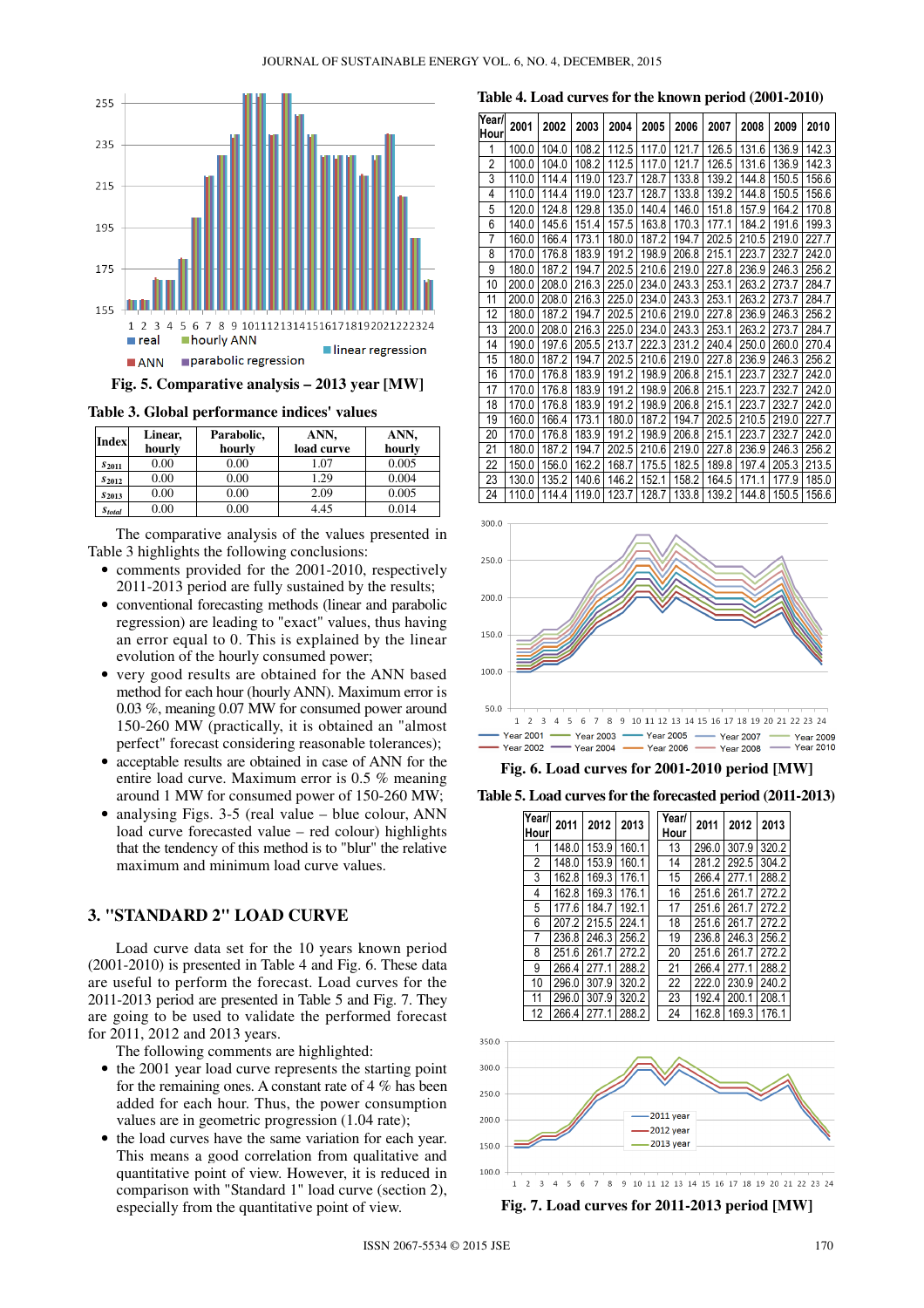Fig. 5. Comparative analysis – 2013 year [MW]

Table 3. Global performance indices' values

| Index | Linear, hourly | Parabolic, hourly | ANN, load curve | ANN, hourly |
|---|---|---|---|---|
| $s_{2011}$ | 0.00 | 0.00 | 1.07 | 0.005 |
| $s_{2012}$ | 0.00 | 0.00 | 1.29 | 0.004 |
| $s_{2013}$ | 0.00 | 0.00 | 2.09 | 0.005 |
| $s_{total}$ | 0.00 | 0.00 | 4.45 | 0.014 |

The comparative analysis of the values presented in Table 3 highlights the following conclusions:

- comments provided for the 2001-2010, respectively 2011-2013 period are fully sustained by the results;
- conventional forecasting methods (linear and parabolic regression) are leading to "exact" values, thus having an error equal to 0. This is explained by the linear evolution of the hourly consumed power;
- very good results are obtained for the ANN based method for each hour (hourly ANN). Maximum error is 0.03 %, meaning 0.07 MW for consumed power around 150-260 MW (practically, it is obtained an "almost perfect" forecast considering reasonable tolerances);
- acceptable results are obtained in case of ANN for the entire load curve. Maximum error is 0.5 % meaning around 1 MW for consumed power of 150-260 MW;
- analysing Figs. 3-5 (real value – blue colour, ANN load curve forecasted value – red colour) highlights that the tendency of this method is to "blur" the relative maximum and minimum load curve values.

## 3. "STANDARD 2" LOAD CURVE

Load curve data set for the 10 years known period (2001-2010) is presented in Table 4 and Fig. 6. These data are useful to perform the forecast. Load curves for the 2011-2013 period are presented in Table 5 and Fig. 7. They are going to be used to validate the performed forecast for 2011, 2012 and 2013 years.

The following comments are highlighted:

- the 2001 year load curve represents the starting point for the remaining ones. A constant rate of 4 % has been added for each hour. Thus, the power consumption values are in geometric progression (1.04 rate);
- the load curves have the same variation for each year. This means a good correlation from qualitative and quantitative point of view. However, it is reduced in comparison with "Standard 1" load curve (section 2), especially from the quantitative point of view.

Table 4. Load curves for the known period (2001-2010)

| Year/ Hour | 2001 | 2002 | 2003 | 2004 | 2005 | 2006 | 2007 | 2008 | 2009 | 2010 |
|---|---|---|---|---|---|---|---|---|---|---|
| 1 | 100.0 | 104.0 | 108.2 | 112.5 | 117.0 | 121.7 | 126.5 | 131.6 | 136.9 | 142.3 |
| 2 | 100.0 | 104.0 | 108.2 | 112.5 | 117.0 | 121.7 | 126.5 | 131.6 | 136.9 | 142.3 |
| 3 | 110.0 | 114.4 | 119.0 | 123.7 | 128.7 | 133.8 | 139.2 | 144.8 | 150.5 | 156.6 |
| 4 | 110.0 | 114.4 | 119.0 | 123.7 | 128.7 | 133.8 | 139.2 | 144.8 | 150.5 | 156.6 |
| 5 | 120.0 | 124.8 | 129.8 | 135.0 | 140.4 | 146.0 | 151.8 | 157.9 | 164.2 | 170.8 |
| 6 | 140.0 | 145.6 | 151.4 | 157.5 | 163.8 | 170.3 | 177.1 | 184.2 | 191.6 | 199.3 |
| 7 | 160.0 | 166.4 | 173.1 | 180.0 | 187.2 | 194.7 | 202.5 | 210.6 | 219.0 | 227.7 |
| 8 | 170.0 | 176.8 | 183.9 | 191.2 | 198.9 | 206.8 | 215.1 | 223.7 | 232.7 | 242.0 |
| 9 | 180.0 | 187.2 | 194.7 | 202.5 | 210.6 | 219.0 | 227.8 | 236.9 | 246.3 | 256.2 |
| 10 | 200.0 | 208.0 | 216.3 | 225.0 | 234.0 | 243.3 | 253.1 | 263.2 | 273.7 | 284.7 |
| 11 | 200.0 | 208.0 | 216.3 | 225.0 | 234.0 | 243.3 | 253.1 | 263.2 | 273.7 | 284.7 |
| 12 | 180.0 | 187.2 | 194.7 | 202.5 | 210.6 | 219.0 | 227.8 | 236.9 | 246.3 | 256.2 |
| 13 | 200.0 | 208.0 | 216.3 | 225.0 | 234.0 | 243.3 | 253.1 | 263.2 | 273.7 | 284.7 |
| 14 | 190.0 | 197.6 | 205.5 | 213.7 | 222.3 | 231.2 | 240.4 | 250.0 | 260.0 | 270.4 |
| 15 | 180.0 | 187.2 | 194.7 | 202.5 | 210.6 | 219.0 | 227.8 | 236.9 | 246.3 | 256.2 |
| 16 | 170.0 | 176.8 | 183.9 | 191.2 | 198.9 | 206.8 | 215.1 | 223.7 | 232.7 | 242.0 |
| 17 | 170.0 | 176.8 | 183.9 | 191.2 | 198.9 | 206.8 | 215.1 | 223.7 | 232.7 | 242.0 |
| 18 | 170.0 | 176.8 | 183.9 | 191.2 | 198.9 | 206.8 | 215.1 | 223.7 | 232.7 | 242.0 |
| 19 | 160.0 | 166.4 | 173.1 | 180.0 | 187.2 | 194.7 | 202.5 | 210.5 | 219.0 | 227.7 |
| 20 | 170.0 | 176.8 | 183.9 | 191.2 | 198.9 | 206.8 | 215.1 | 223.7 | 232.7 | 242.0 |
| 21 | 180.0 | 187.2 | 194.7 | 202.5 | 210.6 | 219.0 | 227.8 | 236.9 | 246.3 | 256.2 |
| 22 | 150.0 | 156.0 | 162.2 | 168.7 | 175.5 | 182.5 | 189.8 | 197.4 | 205.3 | 213.5 |
| 23 | 130.0 | 135.2 | 140.6 | 146.2 | 152.1 | 158.2 | 164.5 | 171.1 | 177.9 | 185.0 |
| 24 | 110.0 | 114.4 | 119.0 | 123.7 | 128.7 | 133.8 | 139.2 | 144.8 | 150.5 | 156.6 |

Fig. 6. Load curves for 2001-2010 period [MW]

Table 5. Load curves for the forecasted period (2011-2013)

| Year/ Hour | 2011 | 2012 | 2013 | Year/ Hour | 2011 | 2012 | 2013 |
|---|---|---|---|---|---|---|---|
| 1 | 148.0 | 153.9 | 160.1 | 13 | 296.0 | 307.9 | 320.2 |
| 2 | 148.0 | 153.9 | 160.1 | 14 | 281.2 | 292.5 | 304.2 |
| 3 | 162.8 | 169.3 | 176.1 | 15 | 266.4 | 277.1 | 288.2 |
| 4 | 162.8 | 169.3 | 176.1 | 16 | 251.6 | 261.7 | 272.2 |
| 5 | 177.6 | 184.7 | 192.1 | 17 | 251.6 | 261.7 | 272.2 |
| 6 | 207.2 | 215.5 | 224.1 | 18 | 251.6 | 261.7 | 272.2 |
| 7 | 236.8 | 246.3 | 256.2 | 19 | 236.8 | 246.3 | 256.2 |
| 8 | 251.6 | 261.7 | 272.2 | 20 | 251.6 | 261.7 | 272.2 |
| 9 | 266.4 | 277.1 | 288.2 | 21 | 266.4 | 277.1 | 288.2 |
| 10 | 296.0 | 307.9 | 320.2 | 22 | 222.0 | 230.9 | 240.2 |
| 11 | 296.0 | 307.9 | 320.2 | 23 | 192.4 | 200.1 | 208.1 |
| 12 | 266.4 | 277.1 | 288.2 | 24 | 162.8 | 169.3 | 176.1 |

Fig. 7. Load curves for 2011-2013 period [MW]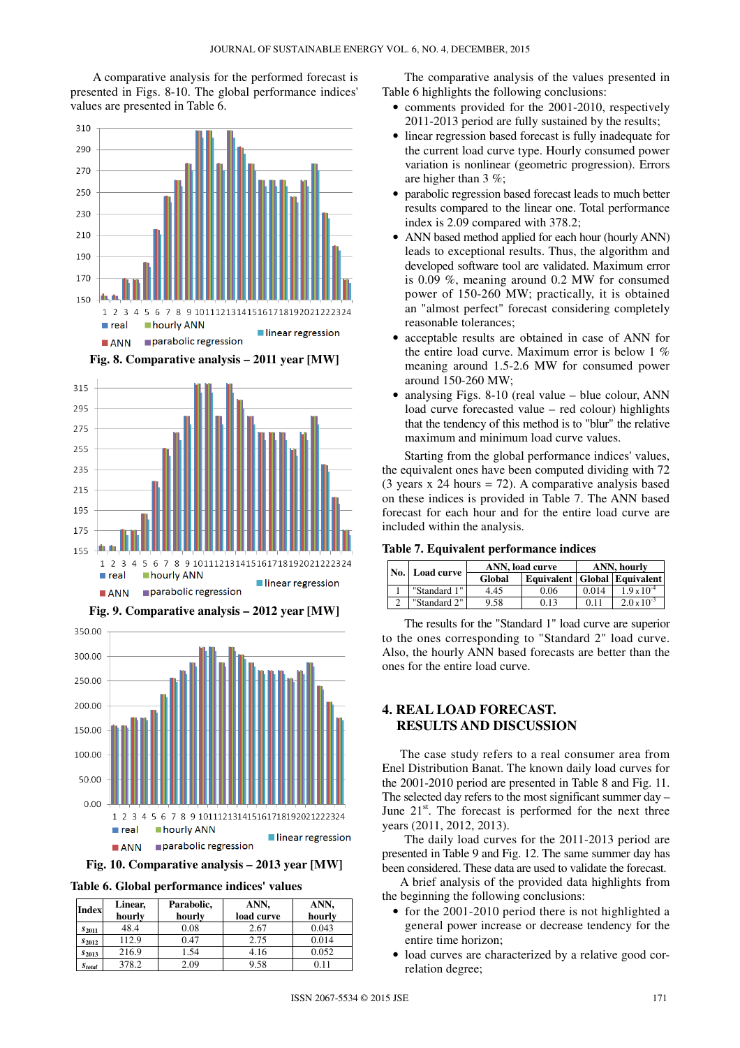A comparative analysis for the performed forecast is presented in Figs. 8-10. The global performance indices' values are presented in Table 6.

**Fig. 8. Comparative analysis – 2011 year [MW]**

**Fig. 9. Comparative analysis – 2012 year [MW]**

**Fig. 10. Comparative analysis – 2013 year [MW]**

**Table 6. Global performance indices' values**

| Index | Linear, hourly | Parabolic, hourly | ANN, load curve | ANN, hourly |
|---|---|---|---|---|
| $s_{2011}$ | 48.4 | 0.08 | 2.67 | 0.043 |
| $s_{2012}$ | 112.9 | 0.47 | 2.75 | 0.014 |
| $s_{2013}$ | 216.9 | 1.54 | 4.16 | 0.052 |
| $s_{total}$ | 378.2 | 2.09 | 9.58 | 0.11 |

The comparative analysis of the values presented in Table 6 highlights the following conclusions:

- comments provided for the 2001-2010, respectively 2011-2013 period are fully sustained by the results;
- linear regression based forecast is fully inadequate for the current load curve type. Hourly consumed power variation is nonlinear (geometric progression). Errors are higher than 3 %;
- parabolic regression based forecast leads to much better results compared to the linear one. Total performance index is 2.09 compared with 378.2;
- ANN based method applied for each hour (hourly ANN) leads to exceptional results. Thus, the algorithm and developed software tool are validated. Maximum error is 0.09 %, meaning around 0.2 MW for consumed power of 150-260 MW; practically, it is obtained an "almost perfect" forecast considering completely reasonable tolerances;
- acceptable results are obtained in case of ANN for the entire load curve. Maximum error is below 1 % meaning around 1.5-2.6 MW for consumed power around 150-260 MW;
- analysing Figs. 8-10 (real value – blue colour, ANN load curve forecasted value – red colour) highlights that the tendency of this method is to "blur" the relative maximum and minimum load curve values.

Starting from the global performance indices' values, the equivalent ones have been computed dividing with 72 (3 years x 24 hours = 72). A comparative analysis based on these indices is provided in Table 7. The ANN based forecast for each hour and for the entire load curve are included within the analysis.

**Table 7. Equivalent performance indices**

| No. | Load curve | ANN, load curve | | ANN, hourly | |
|---|---|---|---|---|---|
| | | Global | Equivalent | Global | Equivalent |
| 1 | "Standard 1" | 4.45 | 0.06 | 0.014 | $1.9 \times 10^{-4}$ |
| 2 | "Standard 2" | 9.58 | 0.13 | 0.11 | $2.0 \times 10^{-3}$ |

The results for the "Standard 1" load curve are superior to the ones corresponding to "Standard 2" load curve. Also, the hourly ANN based forecasts are better than the ones for the entire load curve.

## 4. REAL LOAD FORECAST. RESULTS AND DISCUSSION

The case study refers to a real consumer area from Enel Distribution Banat. The known daily load curves for the 2001-2010 period are presented in Table 8 and Fig. 11. The selected day refers to the most significant summer day – June 21st. The forecast is performed for the next three years (2011, 2012, 2013).

The daily load curves for the 2011-2013 period are presented in Table 9 and Fig. 12. The same summer day has been considered. These data are used to validate the forecast.

A brief analysis of the provided data highlights from the beginning the following conclusions:

- for the 2001-2010 period there is not highlighted a general power increase or decrease tendency for the entire time horizon;
- load curves are characterized by a relative good correlation degree;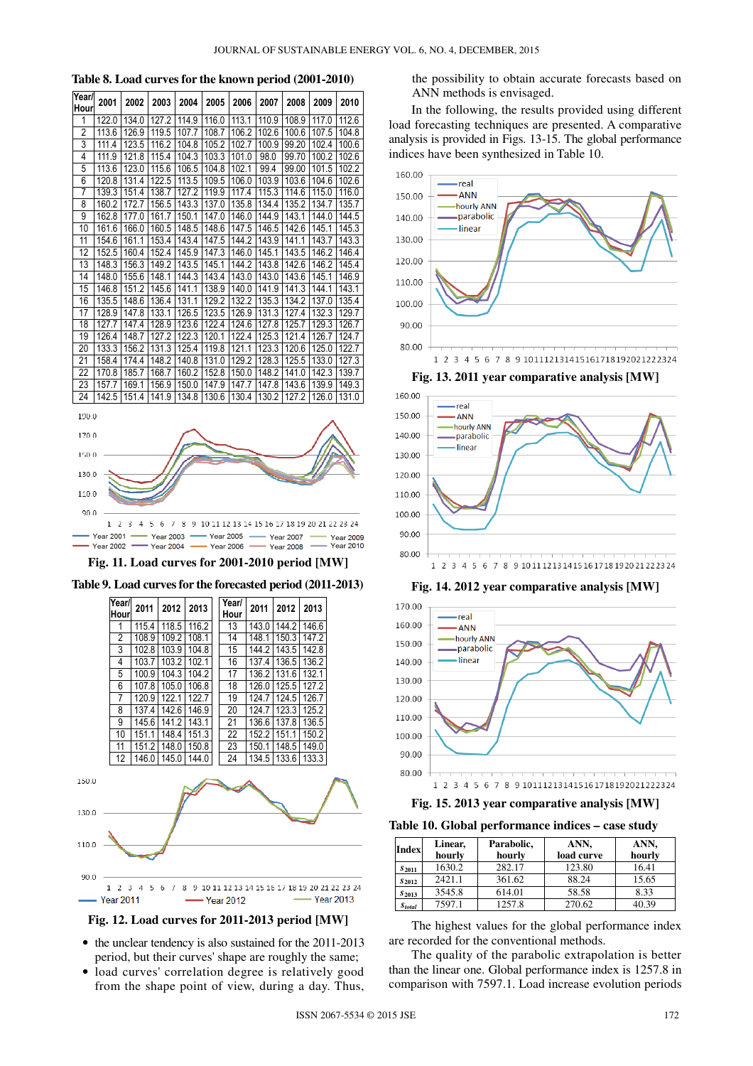**Table 8. Load curves for the known period (2001-2010)**

| Year/ Hour | 2001 | 2002 | 2003 | 2004 | 2005 | 2006 | 2007 | 2008 | 2009 | 2010 |
|---|---|---|---|---|---|---|---|---|---|---|
| 1 | 122.0 | 134.0 | 127.2 | 114.9 | 116.0 | 113.1 | 110.9 | 108.9 | 117.0 | 112.6 |
| 2 | 113.6 | 126.9 | 119.5 | 107.7 | 108.7 | 106.2 | 102.6 | 100.6 | 107.5 | 104.8 |
| 3 | 111.4 | 123.5 | 116.2 | 104.8 | 105.2 | 102.7 | 100.9 | 99.20 | 102.4 | 100.6 |
| 4 | 111.9 | 121.8 | 115.4 | 104.3 | 103.3 | 101.0 | 98.0 | 99.70 | 100.2 | 102.6 |
| 5 | 113.6 | 123.0 | 115.6 | 106.5 | 104.8 | 102.1 | 99.4 | 99.00 | 101.5 | 102.2 |
| 6 | 120.8 | 131.4 | 122.5 | 113.5 | 109.5 | 106.0 | 103.9 | 103.6 | 104.6 | 102.6 |
| 7 | 139.3 | 151.4 | 138.7 | 127.2 | 119.9 | 117.4 | 115.3 | 114.6 | 115.0 | 116.0 |
| 8 | 160.2 | 172.7 | 156.5 | 143.3 | 137.0 | 135.8 | 134.4 | 135.2 | 134.7 | 135.7 |
| 9 | 162.8 | 177.0 | 161.7 | 150.1 | 147.0 | 146.0 | 144.9 | 143.1 | 144.0 | 144.5 |
| 10 | 161.6 | 166.0 | 160.5 | 148.5 | 148.6 | 147.5 | 146.5 | 142.6 | 145.1 | 145.3 |
| 11 | 154.6 | 161.1 | 153.4 | 143.4 | 147.5 | 144.2 | 143.9 | 141.1 | 143.7 | 143.3 |
| 12 | 152.5 | 160.4 | 152.4 | 145.9 | 147.3 | 146.0 | 145.1 | 143.5 | 146.2 | 146.4 |
| 13 | 148.3 | 156.3 | 149.2 | 143.5 | 145.1 | 144.2 | 143.8 | 142.6 | 146.2 | 145.4 |
| 14 | 148.0 | 155.6 | 148.1 | 144.3 | 143.4 | 143.0 | 143.0 | 143.6 | 145.1 | 146.9 |
| 15 | 146.8 | 151.2 | 145.6 | 141.1 | 138.9 | 140.0 | 141.9 | 141.3 | 144.1 | 143.1 |
| 16 | 135.5 | 148.6 | 136.4 | 131.1 | 129.2 | 132.2 | 135.3 | 134.2 | 137.0 | 135.4 |
| 17 | 128.9 | 147.8 | 133.1 | 126.5 | 123.5 | 126.9 | 131.3 | 127.4 | 132.3 | 129.7 |
| 18 | 127.7 | 147.4 | 128.9 | 123.6 | 122.4 | 124.6 | 127.8 | 125.7 | 129.3 | 126.7 |
| 19 | 126.4 | 148.7 | 127.2 | 122.3 | 120.1 | 122.4 | 125.3 | 121.4 | 126.7 | 124.7 |
| 20 | 133.3 | 156.2 | 131.3 | 125.4 | 119.8 | 121.1 | 123.3 | 120.6 | 125.0 | 122.7 |
| 21 | 158.4 | 174.4 | 148.2 | 140.8 | 131.0 | 129.2 | 128.3 | 125.5 | 133.0 | 127.3 |
| 22 | 170.8 | 185.7 | 168.7 | 160.2 | 152.8 | 150.0 | 148.2 | 141.0 | 142.3 | 139.7 |
| 23 | 157.7 | 169.1 | 156.9 | 150.0 | 147.9 | 147.7 | 147.8 | 143.6 | 139.9 | 149.3 |
| 24 | 142.5 | 151.4 | 141.9 | 134.8 | 130.6 | 130.4 | 130.2 | 127.2 | 126.0 | 131.0 |

**Fig. 11. Load curves for 2001-2010 period [MW]**

**Table 9. Load curves for the forecasted period (2011-2013)**

| Year/ Hour | 2011 | 2012 | 2013 | Year/ Hour | 2011 | 2012 | 2013 |
|---|---|---|---|---|---|---|---|
| 1 | 115.4 | 118.5 | 116.2 | 13 | 143.0 | 144.2 | 146.6 |
| 2 | 108.9 | 109.2 | 108.1 | 14 | 148.1 | 150.3 | 147.2 |
| 3 | 102.8 | 103.9 | 104.8 | 15 | 144.2 | 143.5 | 142.8 |
| 4 | 103.7 | 103.2 | 102.1 | 16 | 137.4 | 136.5 | 136.2 |
| 5 | 100.9 | 104.3 | 104.2 | 17 | 136.2 | 131.6 | 132.1 |
| 6 | 107.8 | 105.0 | 106.8 | 18 | 126.0 | 125.5 | 127.2 |
| 7 | 120.9 | 122.1 | 122.7 | 19 | 124.7 | 124.5 | 126.7 |
| 8 | 137.4 | 142.6 | 146.9 | 20 | 124.7 | 123.3 | 125.2 |
| 9 | 145.6 | 141.2 | 143.1 | 21 | 136.6 | 137.8 | 136.5 |
| 10 | 151.1 | 148.4 | 151.3 | 22 | 152.2 | 151.1 | 150.2 |
| 11 | 151.2 | 148.0 | 150.8 | 23 | 150.1 | 148.5 | 149.0 |
| 12 | 146.0 | 145.0 | 144.0 | 24 | 134.5 | 133.6 | 133.3 |

**Fig. 12. Load curves for 2011-2013 period [MW]**

- the unclear tendency is also sustained for the 2011-2013 period, but their curves' shape are roughly the same;
- load curves' correlation degree is relatively good from the shape point of view, during a day. Thus, the possibility to obtain accurate forecasts based on ANN methods is envisaged.

In the following, the results provided using different load forecasting techniques are presented. A comparative analysis is provided in Figs. 13-15. The global performance indices have been synthesized in Table 10.

**Fig. 13. 2011 year comparative analysis [MW]**

**Fig. 14. 2012 year comparative analysis [MW]**

**Fig. 15. 2013 year comparative analysis [MW]**

**Table 10. Global performance indices – case study**

| Index | Linear, hourly | Parabolic, hourly | ANN, load curve | ANN, hourly |
|---|---|---|---|---|
| $s_{2011}$ | 1630.2 | 282.17 | 123.80 | 16.41 |
| $s_{2012}$ | 2421.1 | 361.62 | 88.24 | 15.65 |
| $s_{2013}$ | 3545.8 | 614.01 | 58.58 | 8.33 |
| $s_{total}$ | 7597.1 | 1257.8 | 270.62 | 40.39 |

The highest values for the global performance index are recorded for the conventional methods.

The quality of the parabolic extrapolation is better than the linear one. Global performance index is 1257.8 in comparison with 7597.1. Load increase evolution periods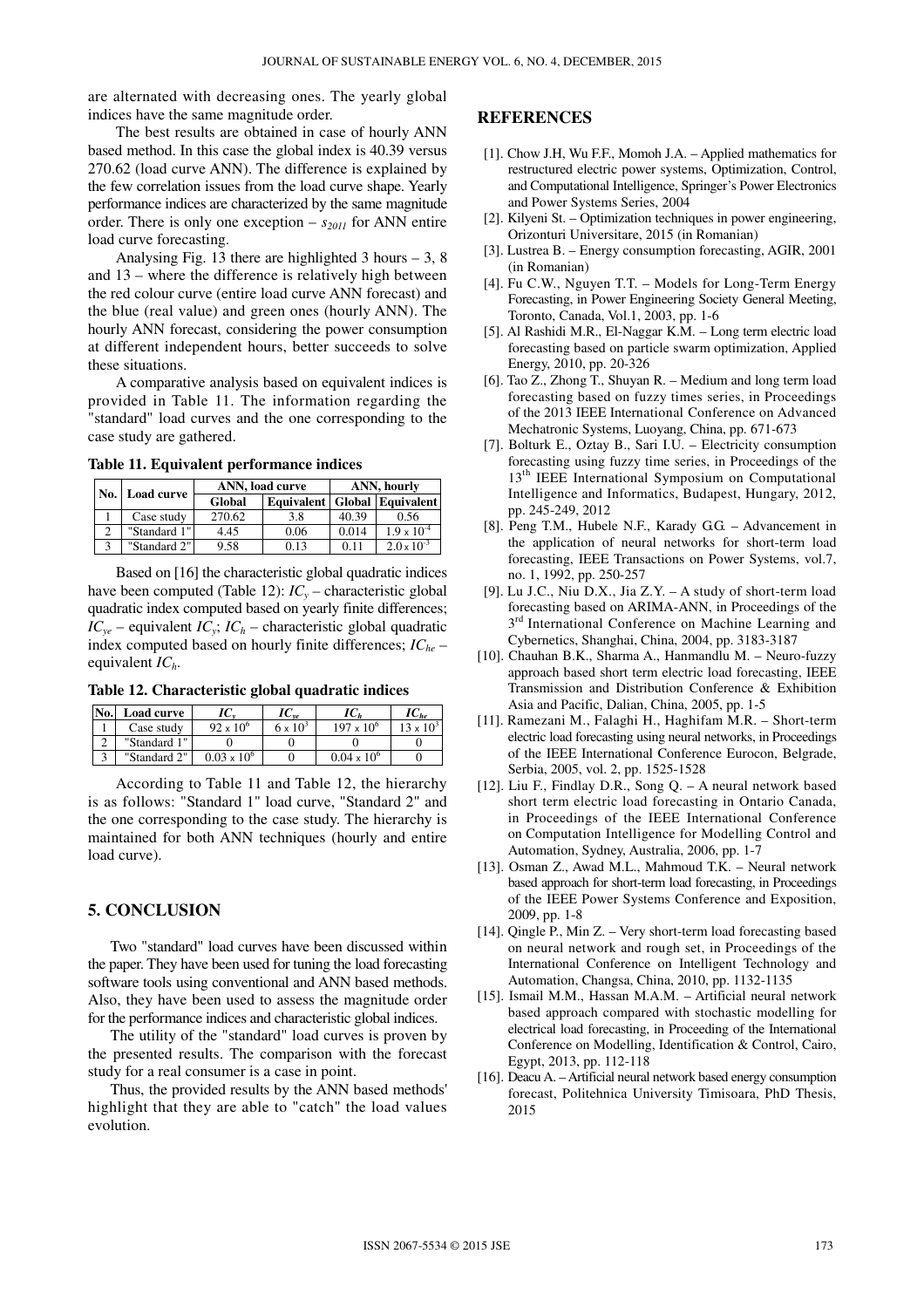are alternated with decreasing ones. The yearly global indices have the same magnitude order.

The best results are obtained in case of hourly ANN based method. In this case the global index is 40.39 versus 270.62 (load curve ANN). The difference is explained by the few correlation issues from the load curve shape. Yearly performance indices are characterized by the same magnitude order. There is only one exception – $s_{2011}$ for ANN entire load curve forecasting.

Analysing Fig. 13 there are highlighted 3 hours – 3, 8 and 13 – where the difference is relatively high between the red colour curve (entire load curve ANN forecast) and the blue (real value) and green ones (hourly ANN). The hourly ANN forecast, considering the power consumption at different independent hours, better succeeds to solve these situations.

A comparative analysis based on equivalent indices is provided in Table 11. The information regarding the "standard" load curves and the one corresponding to the case study are gathered.

**Table 11. Equivalent performance indices**

| No. | Load curve | ANN, load curve | | ANN, hourly | |
|---|---|---|---|---|---|
| | | Global | Equivalent | Global | Equivalent |
| 1 | Case study | 270.62 | 3.8 | 40.39 | 0.56 |
| 2 | "Standard 1" | 4.45 | 0.06 | 0.014 | $1.9 \times 10^{-4}$ |
| 3 | "Standard 2" | 9.58 | 0.13 | 0.11 | $2.0 \times 10^{-3}$ |

Based on [16] the characteristic global quadratic indices have been computed (Table 12): $IC_y$ – characteristic global quadratic index computed based on yearly finite differences; $IC_{ye}$ – equivalent $IC_y$; $IC_h$ – characteristic global quadratic index computed based on hourly finite differences; $IC_{he}$ – equivalent $IC_h$.

**Table 12. Characteristic global quadratic indices**

| No. | Load curve | $IC_y$ | $IC_{ye}$ | $IC_h$ | $IC_{he}$ |
|---|---|---|---|---|---|
| 1 | Case study | $92 \times 10^6$ | $6 \times 10^3$ | $197 \times 10^6$ | $13 \times 10^3$ |
| 2 | "Standard 1" | 0 | 0 | 0 | 0 |
| 3 | "Standard 2" | $0.03 \times 10^6$ | 0 | $0.04 \times 10^6$ | 0 |

According to Table 11 and Table 12, the hierarchy is as follows: "Standard 1" load curve, "Standard 2" and the one corresponding to the case study. The hierarchy is maintained for both ANN techniques (hourly and entire load curve).

## 5. CONCLUSION

Two "standard" load curves have been discussed within the paper. They have been used for tuning the load forecasting software tools using conventional and ANN based methods. Also, they have been used to assess the magnitude order for the performance indices and characteristic global indices.

The utility of the "standard" load curves is proven by the presented results. The comparison with the forecast study for a real consumer is a case in point.

Thus, the provided results by the ANN based methods' highlight that they are able to "catch" the load values evolution.

## REFERENCES

[1]. Chow J.H, Wu F.F., Momoh J.A. – Applied mathematics for restructured electric power systems, Optimization, Control, and Computational Intelligence, Springer's Power Electronics and Power Systems Series, 2004

[2]. Kilyeni St. – Optimization techniques in power engineering, Orizonturi Universitare, 2015 (in Romanian)

[3]. Lustrea B. – Energy consumption forecasting, AGIR, 2001 (in Romanian)

[4]. Fu C.W., Nguyen T.T. – Models for Long-Term Energy Forecasting, in Power Engineering Society General Meeting, Toronto, Canada, Vol.1, 2003, pp. 1-6

[5]. Al Rashidi M.R., El-Naggar K.M. – Long term electric load forecasting based on particle swarm optimization, Applied Energy, 2010, pp. 20-326

[6]. Tao Z., Zhong T., Shuyan R. – Medium and long term load forecasting based on fuzzy times series, in Proceedings of the 2013 IEEE International Conference on Advanced Mechatronic Systems, Luoyang, China, pp. 671-673

[7]. Bolturk E., Oztay B., Sari I.U. – Electricity consumption forecasting using fuzzy time series, in Proceedings of the 13th IEEE International Symposium on Computational Intelligence and Informatics, Budapest, Hungary, 2012, pp. 245-249, 2012

[8]. Peng T.M., Hubele N.F., Karady G.G. – Advancement in the application of neural networks for short-term load forecasting, IEEE Transactions on Power Systems, vol.7, no. 1, 1992, pp. 250-257

[9]. Lu J.C., Niu D.X., Jia Z.Y. – A study of short-term load forecasting based on ARIMA-ANN, in Proceedings of the 3rd International Conference on Machine Learning and Cybernetics, Shanghai, China, 2004, pp. 3183-3187

[10]. Chauhan B.K., Sharma A., Hanmandlu M. – Neuro-fuzzy approach based short term electric load forecasting, IEEE Transmission and Distribution Conference & Exhibition Asia and Pacific, Dalian, China, 2005, pp. 1-5

[11]. Ramezani M., Falaghi H., Haghifam M.R. – Short-term electric load forecasting using neural networks, in Proceedings of the IEEE International Conference Eurocon, Belgrade, Serbia, 2005, vol. 2, pp. 1525-1528

[12]. Liu F., Findlay D.R., Song Q. – A neural network based short term electric load forecasting in Ontario Canada, in Proceedings of the IEEE International Conference on Computation Intelligence for Modelling Control and Automation, Sydney, Australia, 2006, pp. 1-7

[13]. Osman Z., Awad M.L., Mahmoud T.K. – Neural network based approach for short-term load forecasting, in Proceedings of the IEEE Power Systems Conference and Exposition, 2009, pp. 1-8

[14]. Qingle P., Min Z. – Very short-term load forecasting based on neural network and rough set, in Proceedings of the International Conference on Intelligent Technology and Automation, Changsa, China, 2010, pp. 1132-1135

[15]. Ismail M.M., Hassan M.A.M. – Artificial neural network based approach compared with stochastic modelling for electrical load forecasting, in Proceeding of the International Conference on Modelling, Identification & Control, Cairo, Egypt, 2013, pp. 112-118

[16]. Deacu A. – Artificial neural network based energy consumption forecast, Politehnica University Timisoara, PhD Thesis, 2015